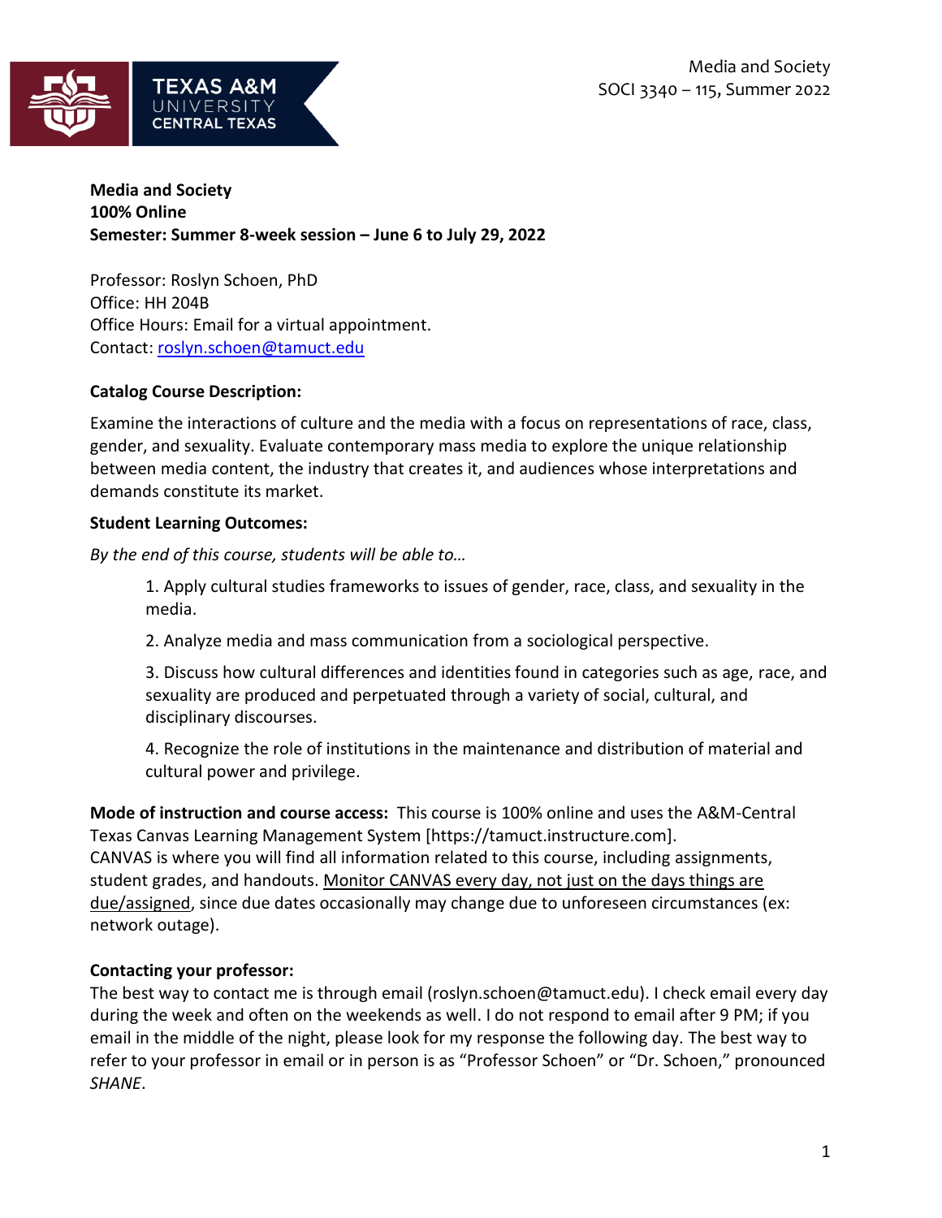**Media and Society**
**100% Online**
**Semester: Summer 8-week session – June 6 to July 29, 2022**

Professor: Roslyn Schoen, PhD
Office: HH 204B
Office Hours: Email for a virtual appointment.
Contact: roslyn.schoen@tamuct.edu

**Catalog Course Description:**

Examine the interactions of culture and the media with a focus on representations of race, class, gender, and sexuality. Evaluate contemporary mass media to explore the unique relationship between media content, the industry that creates it, and audiences whose interpretations and demands constitute its market.

**Student Learning Outcomes:**

*By the end of this course, students will be able to…*

1. Apply cultural studies frameworks to issues of gender, race, class, and sexuality in the media.

2. Analyze media and mass communication from a sociological perspective.

3. Discuss how cultural differences and identities found in categories such as age, race, and sexuality are produced and perpetuated through a variety of social, cultural, and disciplinary discourses.

4. Recognize the role of institutions in the maintenance and distribution of material and cultural power and privilege.

**Mode of instruction and course access:** This course is 100% online and uses the A&M-Central Texas Canvas Learning Management System [https://tamuct.instructure.com]. CANVAS is where you will find all information related to this course, including assignments, student grades, and handouts. Monitor CANVAS every day, not just on the days things are due/assigned, since due dates occasionally may change due to unforeseen circumstances (ex: network outage).

**Contacting your professor:**
The best way to contact me is through email (roslyn.schoen@tamuct.edu). I check email every day during the week and often on the weekends as well. I do not respond to email after 9 PM; if you email in the middle of the night, please look for my response the following day. The best way to refer to your professor in email or in person is as "Professor Schoen" or "Dr. Schoen," pronounced *SHANE*.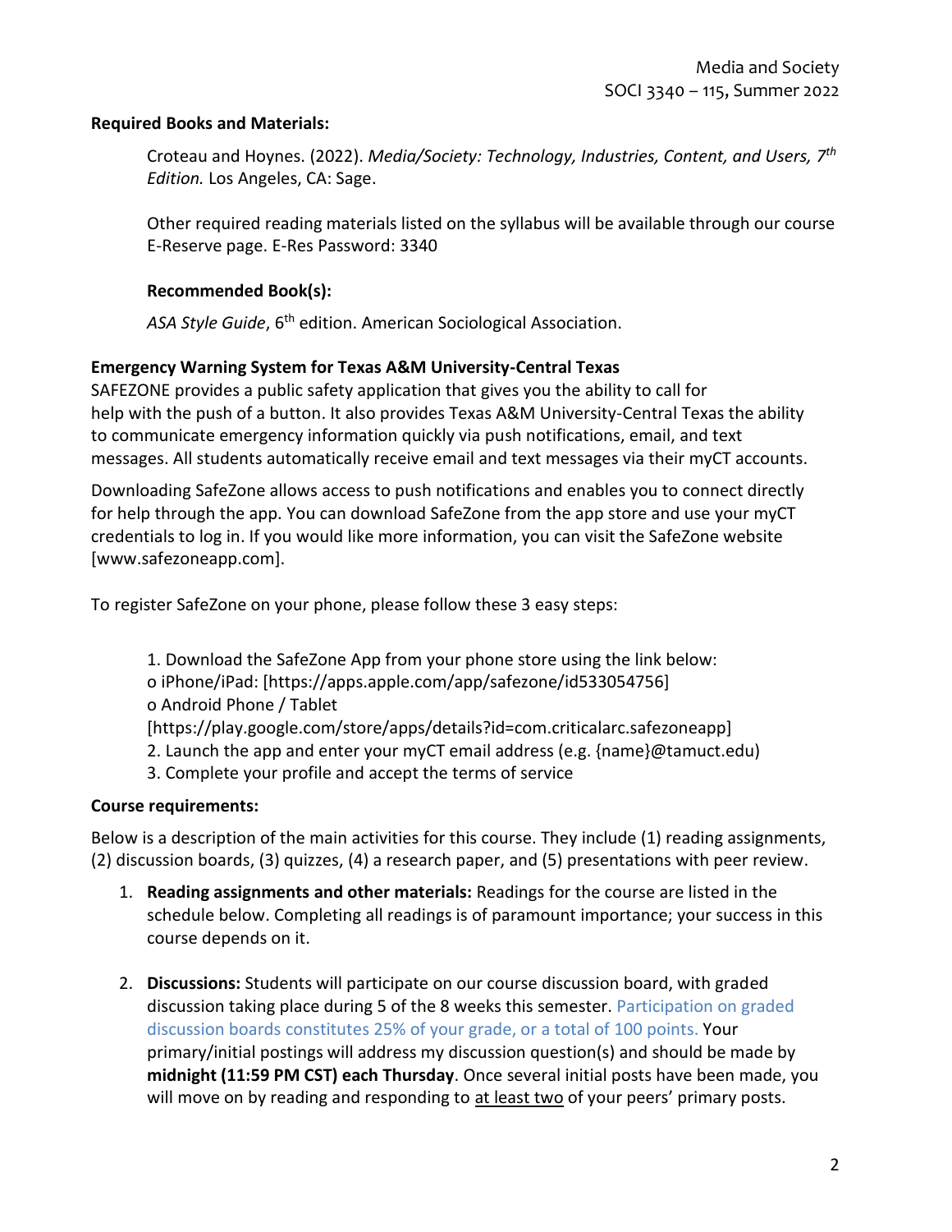**Required Books and Materials:**

Croteau and Hoynes. (2022). *Media/Society: Technology, Industries, Content, and Users, 7th Edition.* Los Angeles, CA: Sage.

Other required reading materials listed on the syllabus will be available through our course E-Reserve page. E-Res Password: 3340

**Recommended Book(s):**

*ASA Style Guide*, 6th edition. American Sociological Association.

**Emergency Warning System for Texas A&M University-Central Texas**

SAFEZONE provides a public safety application that gives you the ability to call for help with the push of a button. It also provides Texas A&M University-Central Texas the ability to communicate emergency information quickly via push notifications, email, and text messages. All students automatically receive email and text messages via their myCT accounts.

Downloading SafeZone allows access to push notifications and enables you to connect directly for help through the app. You can download SafeZone from the app store and use your myCT credentials to log in. If you would like more information, you can visit the SafeZone website [www.safezoneapp.com].

To register SafeZone on your phone, please follow these 3 easy steps:

1. Download the SafeZone App from your phone store using the link below:
   o iPhone/iPad: [https://apps.apple.com/app/safezone/id533054756]
   o Android Phone / Tablet
   [https://play.google.com/store/apps/details?id=com.criticalarc.safezoneapp]
2. Launch the app and enter your myCT email address (e.g. {name}@tamuct.edu)
3. Complete your profile and accept the terms of service

**Course requirements:**

Below is a description of the main activities for this course. They include (1) reading assignments, (2) discussion boards, (3) quizzes, (4) a research paper, and (5) presentations with peer review.

1. **Reading assignments and other materials:** Readings for the course are listed in the schedule below. Completing all readings is of paramount importance; your success in this course depends on it.

2. **Discussions:** Students will participate on our course discussion board, with graded discussion taking place during 5 of the 8 weeks this semester. Participation on graded discussion boards constitutes 25% of your grade, or a total of 100 points. Your primary/initial postings will address my discussion question(s) and should be made by **midnight (11:59 PM CST) each Thursday**. Once several initial posts have been made, you will move on by reading and responding to at least two of your peers' primary posts.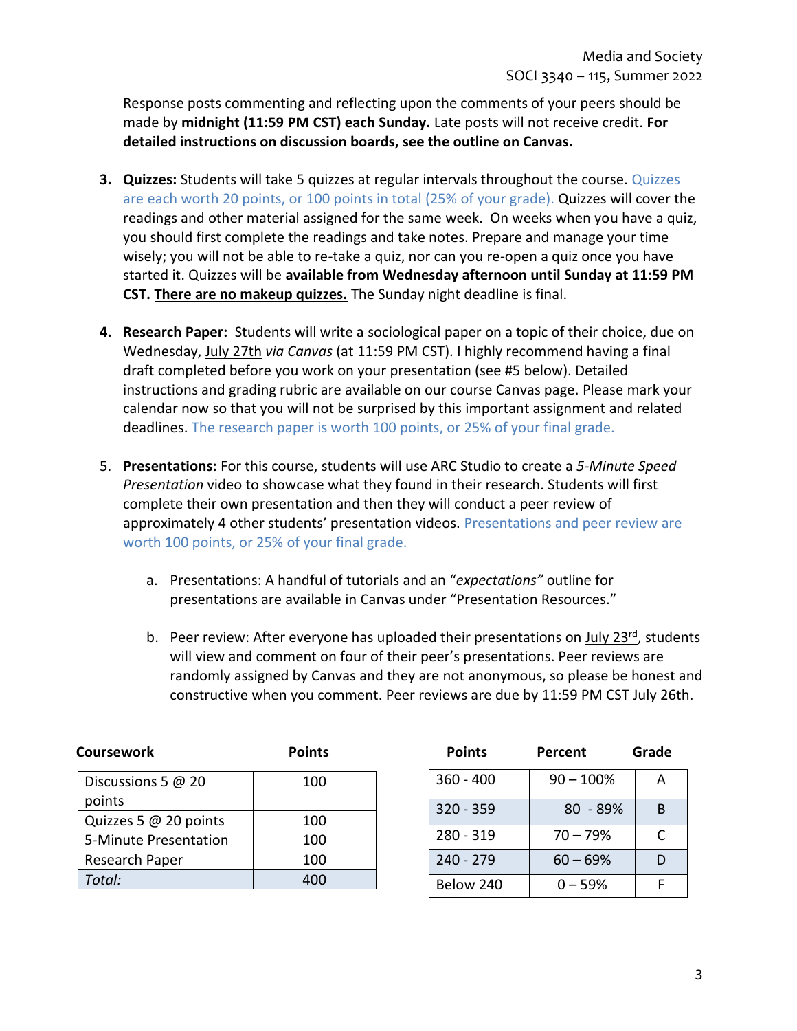Response posts commenting and reflecting upon the comments of your peers should be made by **midnight (11:59 PM CST) each Sunday.** Late posts will not receive credit. **For detailed instructions on discussion boards, see the outline on Canvas.**

3. **Quizzes:** Students will take 5 quizzes at regular intervals throughout the course. Quizzes are each worth 20 points, or 100 points in total (25% of your grade). Quizzes will cover the readings and other material assigned for the same week. On weeks when you have a quiz, you should first complete the readings and take notes. Prepare and manage your time wisely; you will not be able to re-take a quiz, nor can you re-open a quiz once you have started it. Quizzes will be **available from Wednesday afternoon until Sunday at 11:59 PM CST.** **<u>There are no makeup quizzes.</u>** The Sunday night deadline is final.

4. **Research Paper:** Students will write a sociological paper on a topic of their choice, due on Wednesday, <u>July 27th</u> *via Canvas* (at 11:59 PM CST). I highly recommend having a final draft completed before you work on your presentation (see #5 below). Detailed instructions and grading rubric are available on our course Canvas page. Please mark your calendar now so that you will not be surprised by this important assignment and related deadlines. The research paper is worth 100 points, or 25% of your final grade.

5. **Presentations:** For this course, students will use ARC Studio to create a *5-Minute Speed Presentation* video to showcase what they found in their research. Students will first complete their own presentation and then they will conduct a peer review of approximately 4 other students' presentation videos. Presentations and peer review are worth 100 points, or 25% of your final grade.

   a. Presentations: A handful of tutorials and an "*expectations"* outline for presentations are available in Canvas under "Presentation Resources."

   b. Peer review: After everyone has uploaded their presentations on <u>July 23rd</u>, students will view and comment on four of their peer's presentations. Peer reviews are randomly assigned by Canvas and they are not anonymous, so please be honest and constructive when you comment. Peer reviews are due by 11:59 PM CST <u>July 26th</u>.

| Coursework | Points |
|---|---|
| Discussions 5 @ 20 points | 100 |
| Quizzes 5 @ 20 points | 100 |
| 5-Minute Presentation | 100 |
| Research Paper | 100 |
| *Total:* | 400 |

| Points | Percent | Grade |
|---|---|---|
| 360 - 400 | 90 – 100% | A |
| 320 - 359 | 80 - 89% | B |
| 280 - 319 | 70 – 79% | C |
| 240 - 279 | 60 – 69% | D |
| Below 240 | 0 – 59% | F |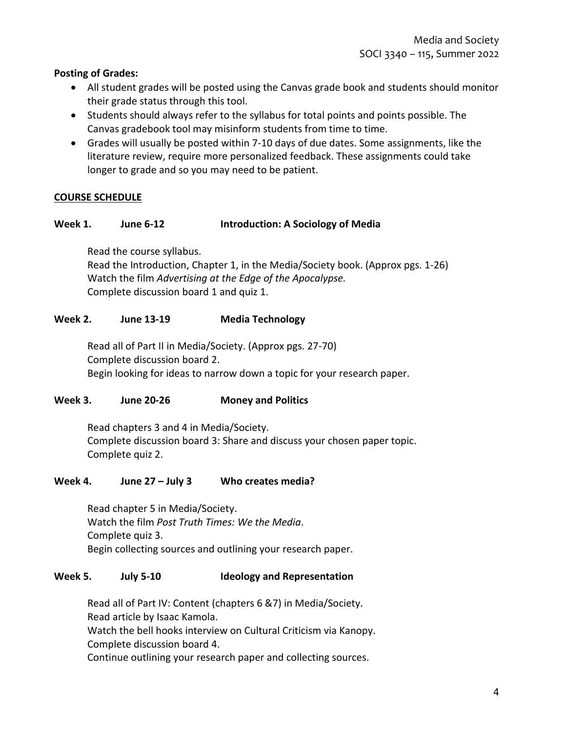**Posting of Grades:**

- All student grades will be posted using the Canvas grade book and students should monitor their grade status through this tool.
- Students should always refer to the syllabus for total points and points possible. The Canvas gradebook tool may misinform students from time to time.
- Grades will usually be posted within 7-10 days of due dates. Some assignments, like the literature review, require more personalized feedback. These assignments could take longer to grade and so you may need to be patient.

## COURSE SCHEDULE

### Week 1. June 6-12 Introduction: A Sociology of Media

Read the course syllabus.
Read the Introduction, Chapter 1, in the Media/Society book. (Approx pgs. 1-26)
Watch the film *Advertising at the Edge of the Apocalypse.*
Complete discussion board 1 and quiz 1.

### Week 2. June 13-19 Media Technology

Read all of Part II in Media/Society. (Approx pgs. 27-70)
Complete discussion board 2.
Begin looking for ideas to narrow down a topic for your research paper.

### Week 3. June 20-26 Money and Politics

Read chapters 3 and 4 in Media/Society.
Complete discussion board 3: Share and discuss your chosen paper topic.
Complete quiz 2.

### Week 4. June 27 – July 3 Who creates media?

Read chapter 5 in Media/Society.
Watch the film *Post Truth Times: We the Media*.
Complete quiz 3.
Begin collecting sources and outlining your research paper.

### Week 5. July 5-10 Ideology and Representation

Read all of Part IV: Content (chapters 6 &7) in Media/Society.
Read article by Isaac Kamola.
Watch the bell hooks interview on Cultural Criticism via Kanopy.
Complete discussion board 4.
Continue outlining your research paper and collecting sources.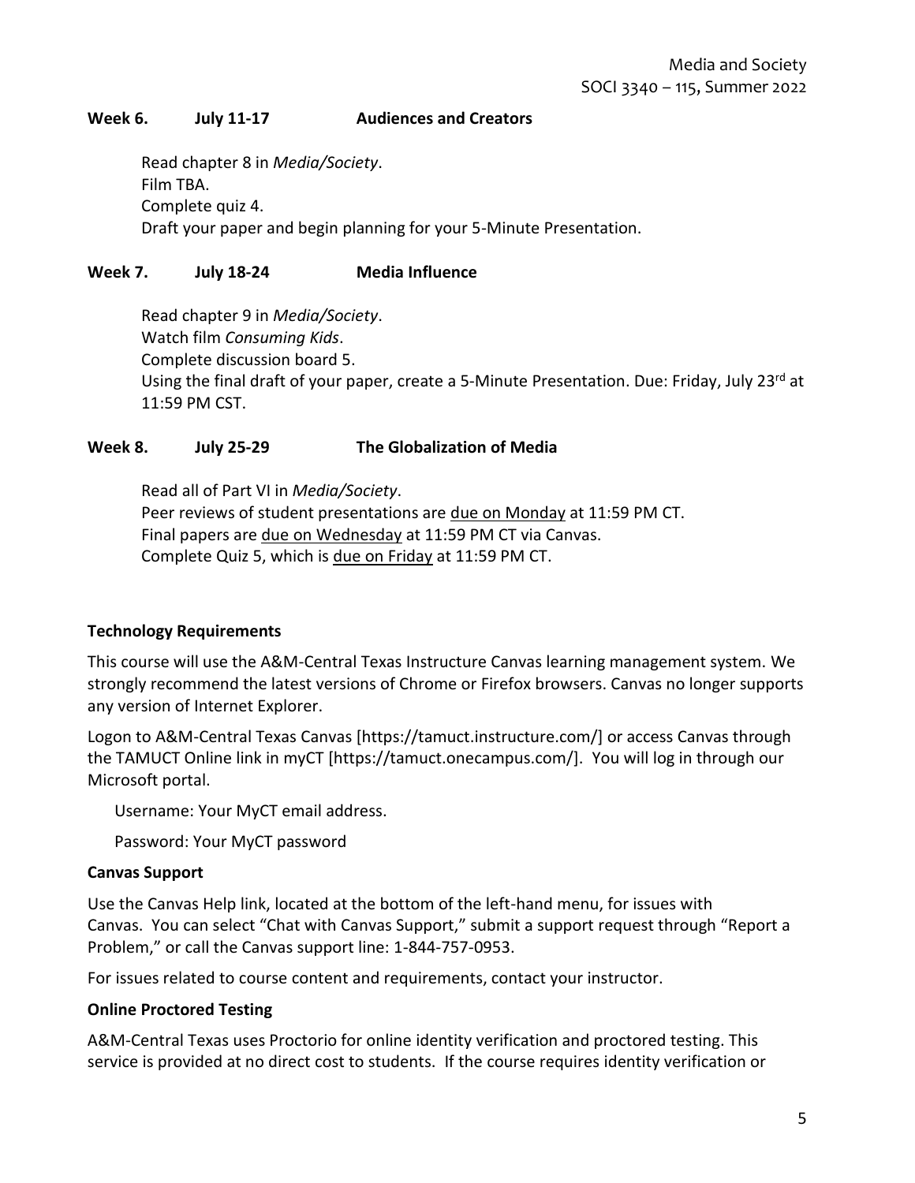**Week 6. July 11-17 Audiences and Creators**

Read chapter 8 in *Media/Society*.
Film TBA.
Complete quiz 4.
Draft your paper and begin planning for your 5-Minute Presentation.

**Week 7. July 18-24 Media Influence**

Read chapter 9 in *Media/Society*.
Watch film *Consuming Kids*.
Complete discussion board 5.
Using the final draft of your paper, create a 5-Minute Presentation. Due: Friday, July 23rd at 11:59 PM CST.

**Week 8. July 25-29 The Globalization of Media**

Read all of Part VI in *Media/Society*.
Peer reviews of student presentations are due on Monday at 11:59 PM CT.
Final papers are due on Wednesday at 11:59 PM CT via Canvas.
Complete Quiz 5, which is due on Friday at 11:59 PM CT.

**Technology Requirements**

This course will use the A&M-Central Texas Instructure Canvas learning management system. We strongly recommend the latest versions of Chrome or Firefox browsers. Canvas no longer supports any version of Internet Explorer.

Logon to A&M-Central Texas Canvas [https://tamuct.instructure.com/] or access Canvas through the TAMUCT Online link in myCT [https://tamuct.onecampus.com/]. You will log in through our Microsoft portal.

Username: Your MyCT email address.

Password: Your MyCT password

**Canvas Support**

Use the Canvas Help link, located at the bottom of the left-hand menu, for issues with Canvas. You can select "Chat with Canvas Support," submit a support request through "Report a Problem," or call the Canvas support line: 1-844-757-0953.

For issues related to course content and requirements, contact your instructor.

**Online Proctored Testing**

A&M-Central Texas uses Proctorio for online identity verification and proctored testing. This service is provided at no direct cost to students. If the course requires identity verification or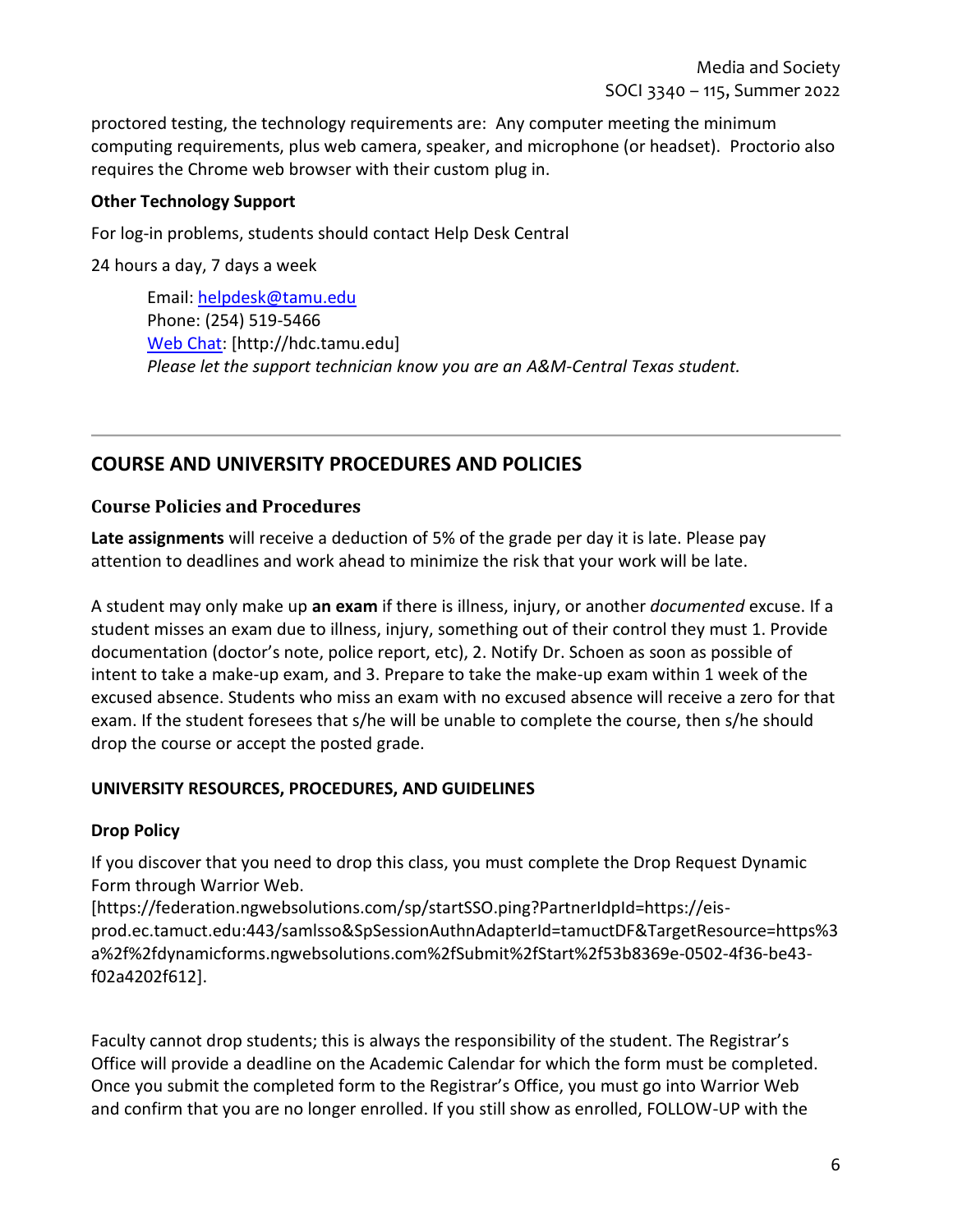proctored testing, the technology requirements are: Any computer meeting the minimum computing requirements, plus web camera, speaker, and microphone (or headset). Proctorio also requires the Chrome web browser with their custom plug in.

**Other Technology Support**

For log-in problems, students should contact Help Desk Central

24 hours a day, 7 days a week

> Email: helpdesk@tamu.edu
> Phone: (254) 519-5466
> Web Chat: [http://hdc.tamu.edu]
> *Please let the support technician know you are an A&M-Central Texas student.*

---

## COURSE AND UNIVERSITY PROCEDURES AND POLICIES

### Course Policies and Procedures

**Late assignments** will receive a deduction of 5% of the grade per day it is late. Please pay attention to deadlines and work ahead to minimize the risk that your work will be late.

A student may only make up **an exam** if there is illness, injury, or another *documented* excuse. If a student misses an exam due to illness, injury, something out of their control they must 1. Provide documentation (doctor's note, police report, etc), 2. Notify Dr. Schoen as soon as possible of intent to take a make-up exam, and 3. Prepare to take the make-up exam within 1 week of the excused absence. Students who miss an exam with no excused absence will receive a zero for that exam. If the student foresees that s/he will be unable to complete the course, then s/he should drop the course or accept the posted grade.

**UNIVERSITY RESOURCES, PROCEDURES, AND GUIDELINES**

**Drop Policy**

If you discover that you need to drop this class, you must complete the Drop Request Dynamic Form through Warrior Web.
[https://federation.ngwebsolutions.com/sp/startSSO.ping?PartnerIdpId=https://eis-prod.ec.tamuct.edu:443/samlsso&SpSessionAuthnAdapterId=tamuctDF&TargetResource=https%3a%2f%2fdynamicforms.ngwebsolutions.com%2fSubmit%2fStart%2f53b8369e-0502-4f36-be43-f02a4202f612].

Faculty cannot drop students; this is always the responsibility of the student. The Registrar's Office will provide a deadline on the Academic Calendar for which the form must be completed. Once you submit the completed form to the Registrar's Office, you must go into Warrior Web and confirm that you are no longer enrolled. If you still show as enrolled, FOLLOW-UP with the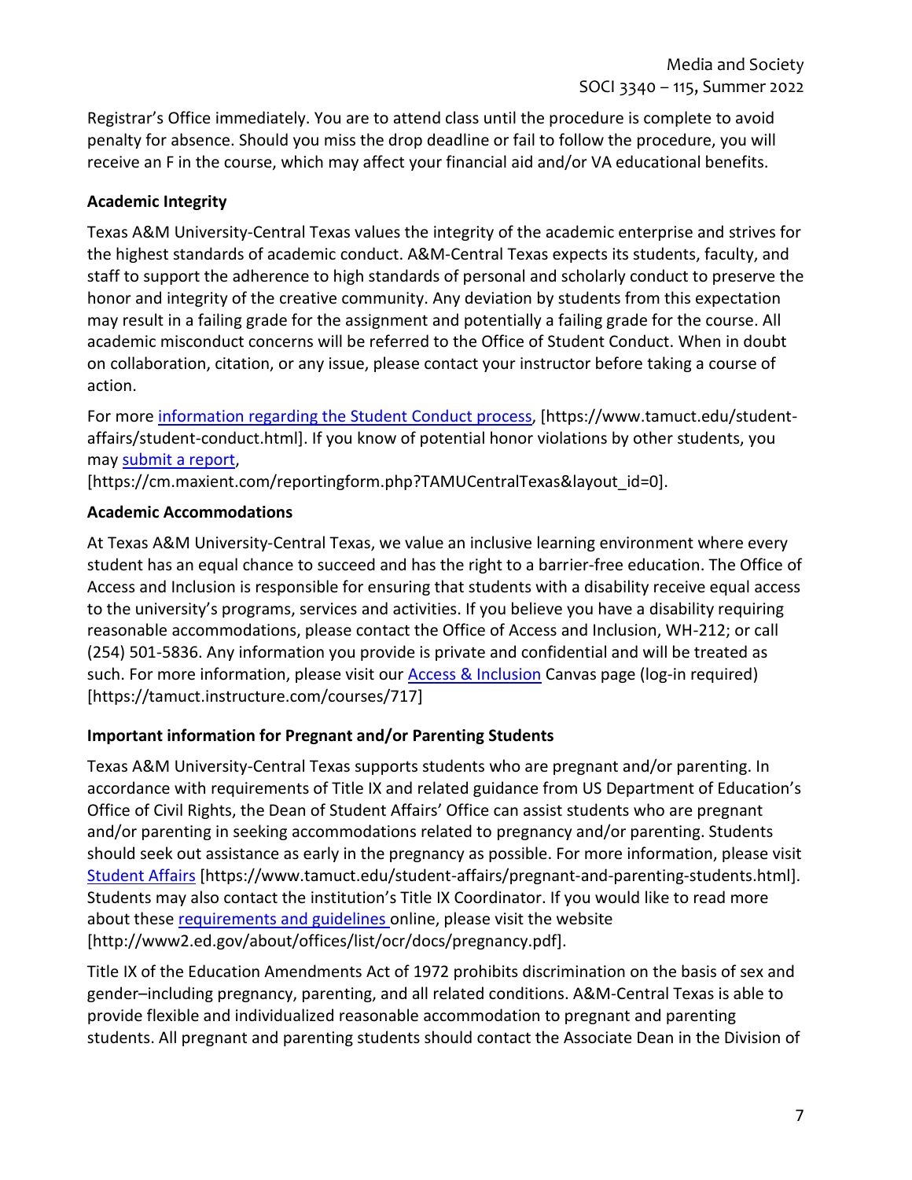Registrar's Office immediately. You are to attend class until the procedure is complete to avoid penalty for absence. Should you miss the drop deadline or fail to follow the procedure, you will receive an F in the course, which may affect your financial aid and/or VA educational benefits.

**Academic Integrity**

Texas A&M University-Central Texas values the integrity of the academic enterprise and strives for the highest standards of academic conduct. A&M-Central Texas expects its students, faculty, and staff to support the adherence to high standards of personal and scholarly conduct to preserve the honor and integrity of the creative community. Any deviation by students from this expectation may result in a failing grade for the assignment and potentially a failing grade for the course. All academic misconduct concerns will be referred to the Office of Student Conduct. When in doubt on collaboration, citation, or any issue, please contact your instructor before taking a course of action.

For more information regarding the Student Conduct process, [https://www.tamuct.edu/student-affairs/student-conduct.html]. If you know of potential honor violations by other students, you may submit a report, [https://cm.maxient.com/reportingform.php?TAMUCentralTexas&layout_id=0].

**Academic Accommodations**

At Texas A&M University-Central Texas, we value an inclusive learning environment where every student has an equal chance to succeed and has the right to a barrier-free education. The Office of Access and Inclusion is responsible for ensuring that students with a disability receive equal access to the university's programs, services and activities. If you believe you have a disability requiring reasonable accommodations, please contact the Office of Access and Inclusion, WH-212; or call (254) 501-5836. Any information you provide is private and confidential and will be treated as such. For more information, please visit our Access & Inclusion Canvas page (log-in required) [https://tamuct.instructure.com/courses/717]

**Important information for Pregnant and/or Parenting Students**

Texas A&M University-Central Texas supports students who are pregnant and/or parenting. In accordance with requirements of Title IX and related guidance from US Department of Education's Office of Civil Rights, the Dean of Student Affairs' Office can assist students who are pregnant and/or parenting in seeking accommodations related to pregnancy and/or parenting. Students should seek out assistance as early in the pregnancy as possible. For more information, please visit Student Affairs [https://www.tamuct.edu/student-affairs/pregnant-and-parenting-students.html]. Students may also contact the institution's Title IX Coordinator. If you would like to read more about these requirements and guidelines online, please visit the website [http://www2.ed.gov/about/offices/list/ocr/docs/pregnancy.pdf].

Title IX of the Education Amendments Act of 1972 prohibits discrimination on the basis of sex and gender–including pregnancy, parenting, and all related conditions. A&M-Central Texas is able to provide flexible and individualized reasonable accommodation to pregnant and parenting students. All pregnant and parenting students should contact the Associate Dean in the Division of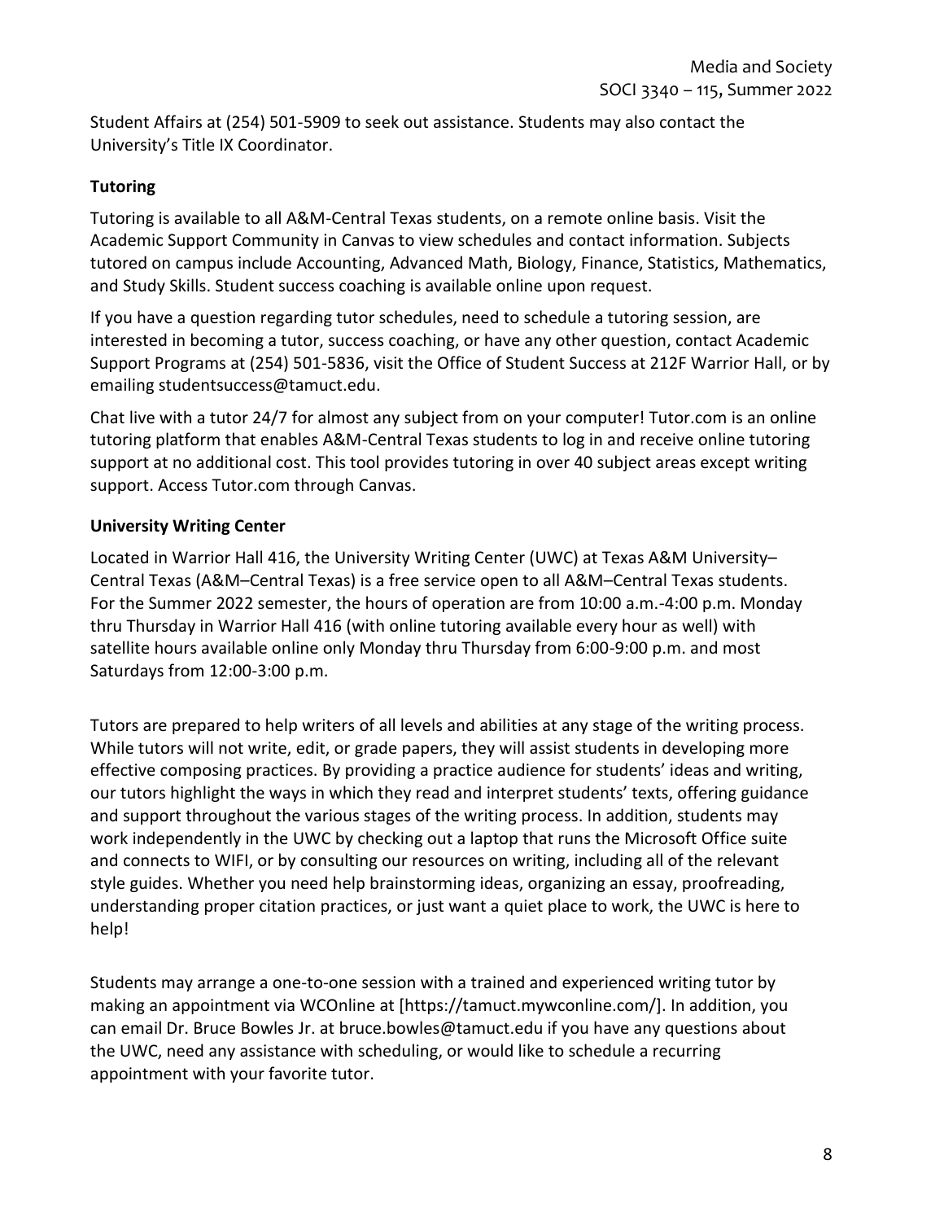Student Affairs at (254) 501-5909 to seek out assistance. Students may also contact the University's Title IX Coordinator.

### Tutoring

Tutoring is available to all A&M-Central Texas students, on a remote online basis. Visit the Academic Support Community in Canvas to view schedules and contact information. Subjects tutored on campus include Accounting, Advanced Math, Biology, Finance, Statistics, Mathematics, and Study Skills. Student success coaching is available online upon request.

If you have a question regarding tutor schedules, need to schedule a tutoring session, are interested in becoming a tutor, success coaching, or have any other question, contact Academic Support Programs at (254) 501-5836, visit the Office of Student Success at 212F Warrior Hall, or by emailing studentsuccess@tamuct.edu.

Chat live with a tutor 24/7 for almost any subject from on your computer! Tutor.com is an online tutoring platform that enables A&M-Central Texas students to log in and receive online tutoring support at no additional cost. This tool provides tutoring in over 40 subject areas except writing support. Access Tutor.com through Canvas.

### University Writing Center

Located in Warrior Hall 416, the University Writing Center (UWC) at Texas A&M University–Central Texas (A&M–Central Texas) is a free service open to all A&M–Central Texas students. For the Summer 2022 semester, the hours of operation are from 10:00 a.m.-4:00 p.m. Monday thru Thursday in Warrior Hall 416 (with online tutoring available every hour as well) with satellite hours available online only Monday thru Thursday from 6:00-9:00 p.m. and most Saturdays from 12:00-3:00 p.m.

Tutors are prepared to help writers of all levels and abilities at any stage of the writing process. While tutors will not write, edit, or grade papers, they will assist students in developing more effective composing practices. By providing a practice audience for students' ideas and writing, our tutors highlight the ways in which they read and interpret students' texts, offering guidance and support throughout the various stages of the writing process. In addition, students may work independently in the UWC by checking out a laptop that runs the Microsoft Office suite and connects to WIFI, or by consulting our resources on writing, including all of the relevant style guides. Whether you need help brainstorming ideas, organizing an essay, proofreading, understanding proper citation practices, or just want a quiet place to work, the UWC is here to help!

Students may arrange a one-to-one session with a trained and experienced writing tutor by making an appointment via WCOnline at [https://tamuct.mywconline.com/]. In addition, you can email Dr. Bruce Bowles Jr. at bruce.bowles@tamuct.edu if you have any questions about the UWC, need any assistance with scheduling, or would like to schedule a recurring appointment with your favorite tutor.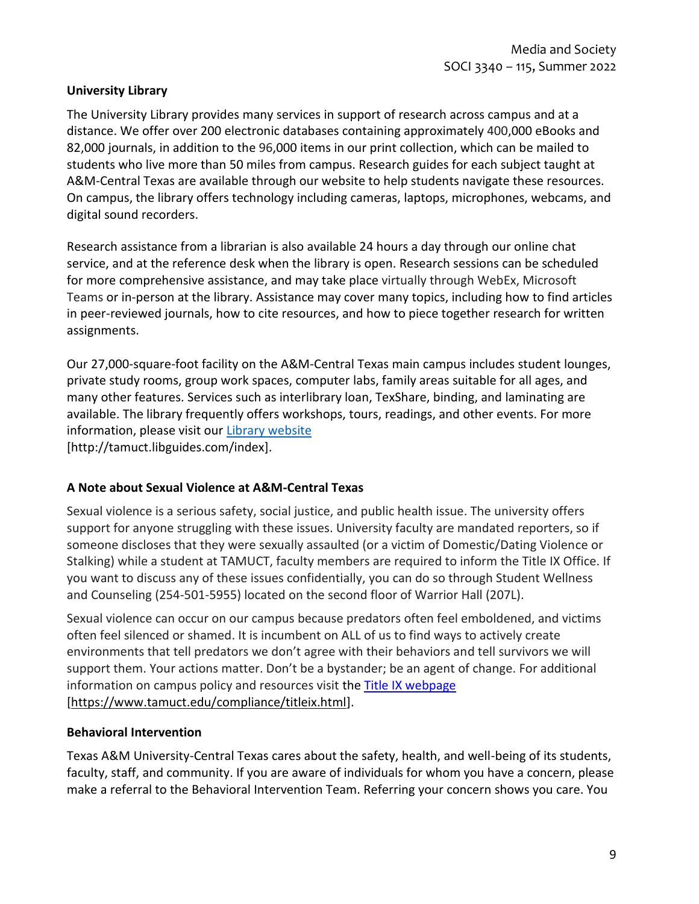**University Library**

The University Library provides many services in support of research across campus and at a distance. We offer over 200 electronic databases containing approximately 400,000 eBooks and 82,000 journals, in addition to the 96,000 items in our print collection, which can be mailed to students who live more than 50 miles from campus. Research guides for each subject taught at A&M-Central Texas are available through our website to help students navigate these resources. On campus, the library offers technology including cameras, laptops, microphones, webcams, and digital sound recorders.

Research assistance from a librarian is also available 24 hours a day through our online chat service, and at the reference desk when the library is open. Research sessions can be scheduled for more comprehensive assistance, and may take place virtually through WebEx, Microsoft Teams or in-person at the library. Assistance may cover many topics, including how to find articles in peer-reviewed journals, how to cite resources, and how to piece together research for written assignments.

Our 27,000-square-foot facility on the A&M-Central Texas main campus includes student lounges, private study rooms, group work spaces, computer labs, family areas suitable for all ages, and many other features. Services such as interlibrary loan, TexShare, binding, and laminating are available. The library frequently offers workshops, tours, readings, and other events. For more information, please visit our Library website [http://tamuct.libguides.com/index].

**A Note about Sexual Violence at A&M-Central Texas**

Sexual violence is a serious safety, social justice, and public health issue. The university offers support for anyone struggling with these issues. University faculty are mandated reporters, so if someone discloses that they were sexually assaulted (or a victim of Domestic/Dating Violence or Stalking) while a student at TAMUCT, faculty members are required to inform the Title IX Office. If you want to discuss any of these issues confidentially, you can do so through Student Wellness and Counseling (254-501-5955) located on the second floor of Warrior Hall (207L).

Sexual violence can occur on our campus because predators often feel emboldened, and victims often feel silenced or shamed. It is incumbent on ALL of us to find ways to actively create environments that tell predators we don't agree with their behaviors and tell survivors we will support them. Your actions matter. Don't be a bystander; be an agent of change. For additional information on campus policy and resources visit the Title IX webpage [https://www.tamuct.edu/compliance/titleix.html].

**Behavioral Intervention**

Texas A&M University-Central Texas cares about the safety, health, and well-being of its students, faculty, staff, and community. If you are aware of individuals for whom you have a concern, please make a referral to the Behavioral Intervention Team. Referring your concern shows you care. You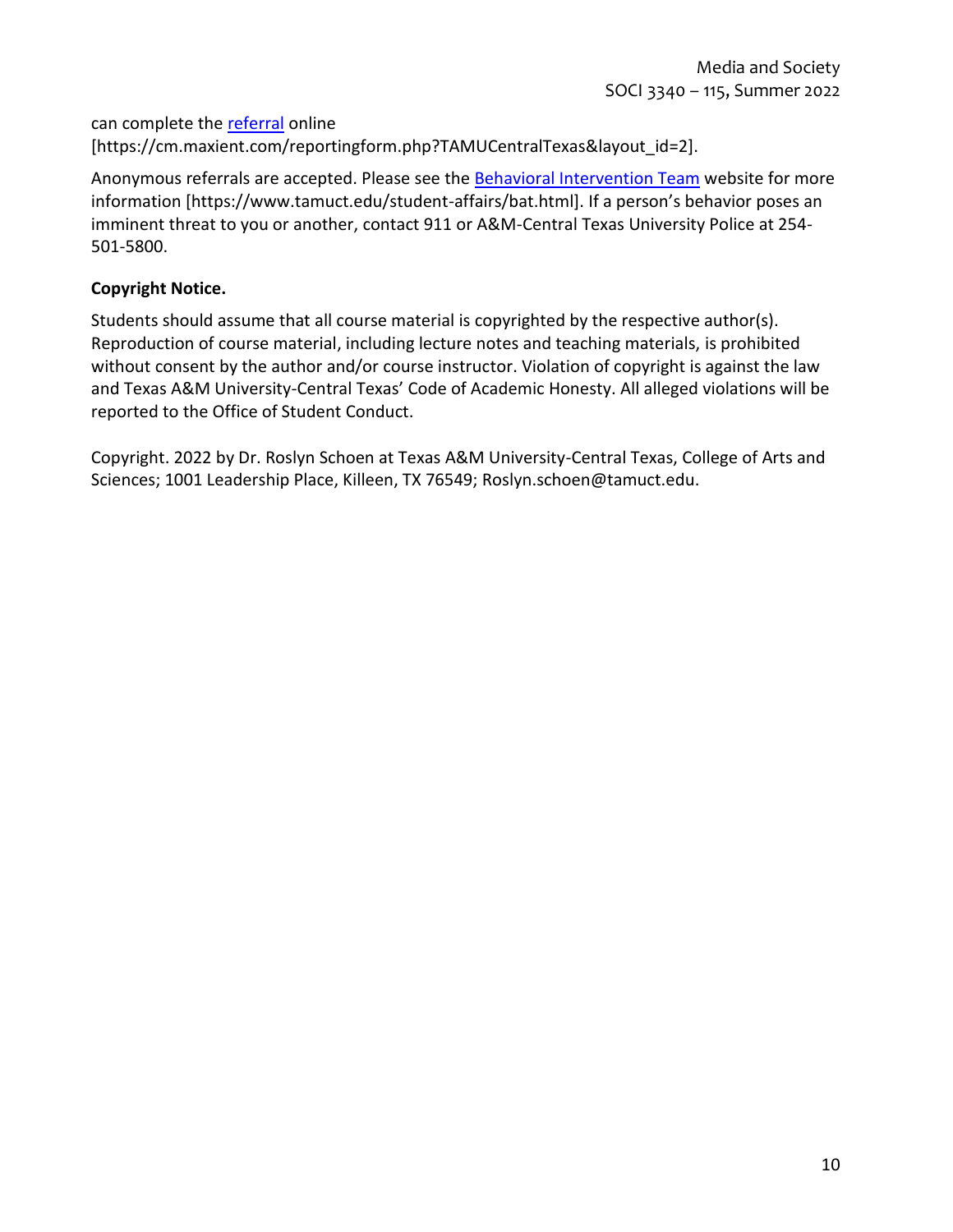can complete the referral online
[https://cm.maxient.com/reportingform.php?TAMUCentralTexas&layout_id=2].

Anonymous referrals are accepted. Please see the Behavioral Intervention Team website for more information [https://www.tamuct.edu/student-affairs/bat.html]. If a person's behavior poses an imminent threat to you or another, contact 911 or A&M-Central Texas University Police at 254-501-5800.

**Copyright Notice.**

Students should assume that all course material is copyrighted by the respective author(s). Reproduction of course material, including lecture notes and teaching materials, is prohibited without consent by the author and/or course instructor. Violation of copyright is against the law and Texas A&M University-Central Texas' Code of Academic Honesty. All alleged violations will be reported to the Office of Student Conduct.

Copyright. 2022 by Dr. Roslyn Schoen at Texas A&M University-Central Texas, College of Arts and Sciences; 1001 Leadership Place, Killeen, TX 76549; Roslyn.schoen@tamuct.edu.